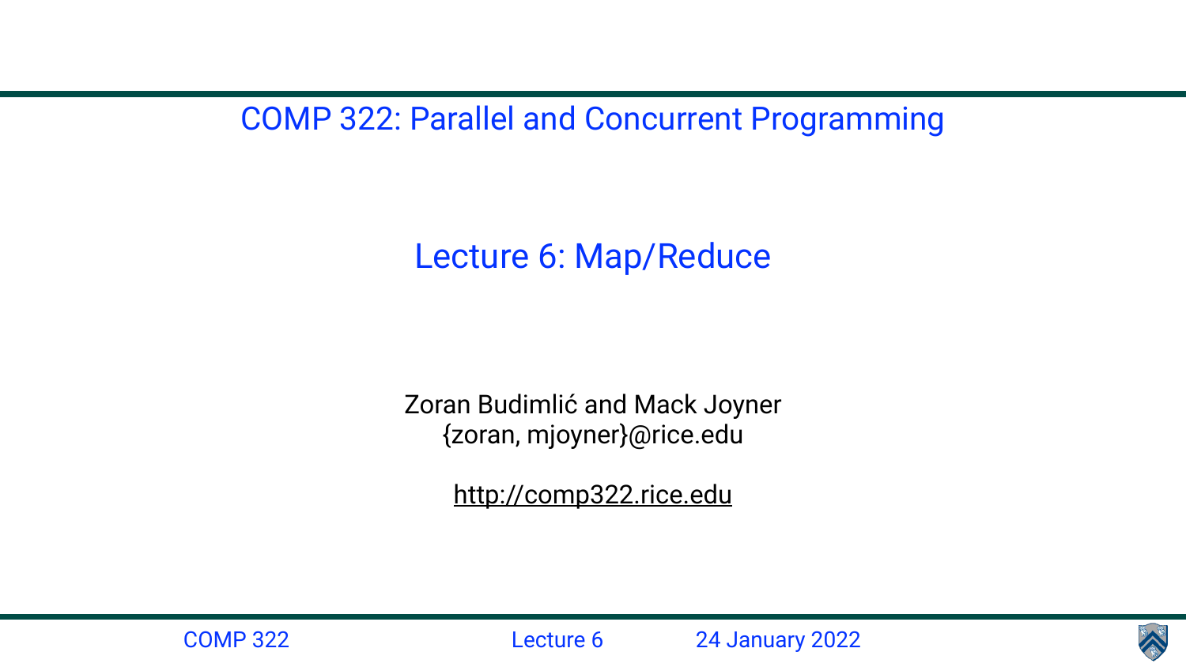COMP 322: Parallel and Concurrent Programming

# Lecture 6: Map/Reduce

Zoran Budimlić and Mack Joyner
{zoran, mjoyner}@rice.edu

http://comp322.rice.edu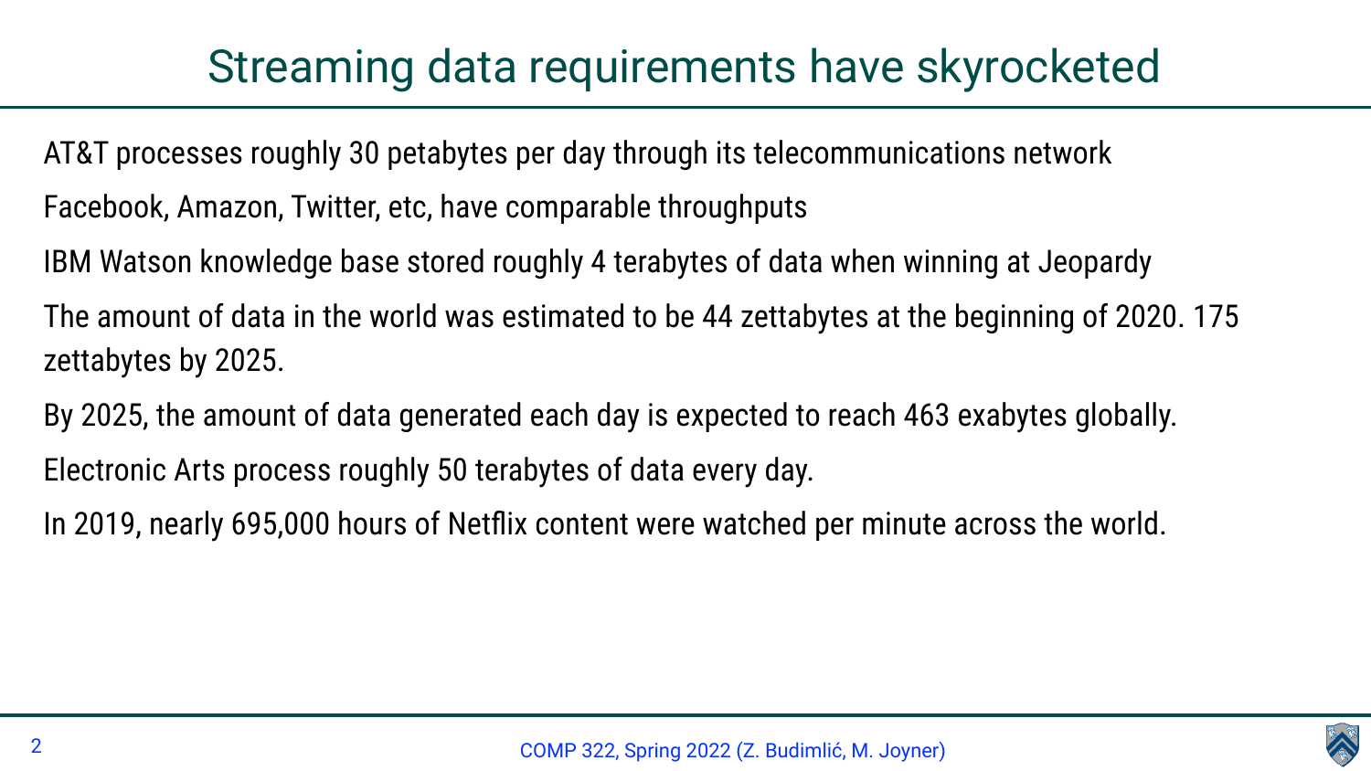# Streaming data requirements have skyrocketed

AT&T processes roughly 30 petabytes per day through its telecommunications network

Facebook, Amazon, Twitter, etc, have comparable throughputs

IBM Watson knowledge base stored roughly 4 terabytes of data when winning at Jeopardy

The amount of data in the world was estimated to be 44 zettabytes at the beginning of 2020. 175 zettabytes by 2025.

By 2025, the amount of data generated each day is expected to reach 463 exabytes globally.

Electronic Arts process roughly 50 terabytes of data every day.

In 2019, nearly 695,000 hours of Netflix content were watched per minute across the world.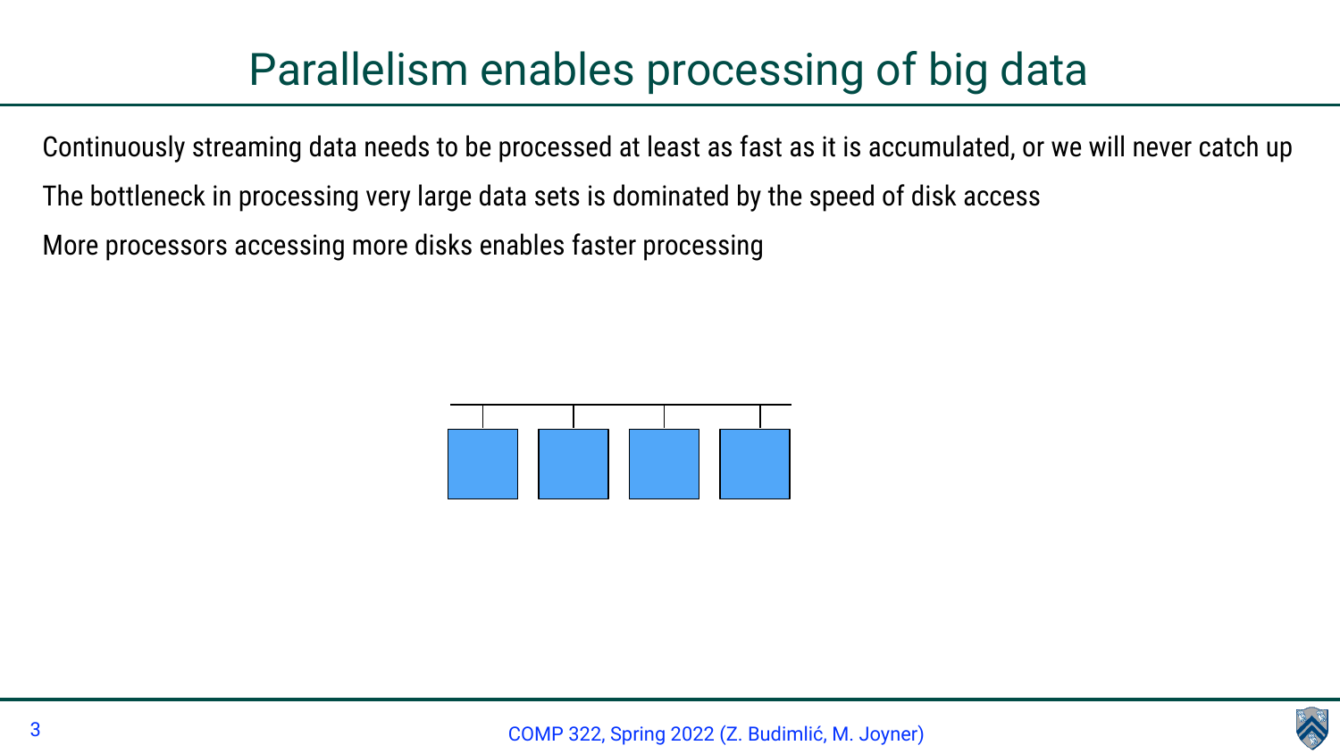# Parallelism enables processing of big data

Continuously streaming data needs to be processed at least as fast as it is accumulated, or we will never catch up

The bottleneck in processing very large data sets is dominated by the speed of disk access

More processors accessing more disks enables faster processing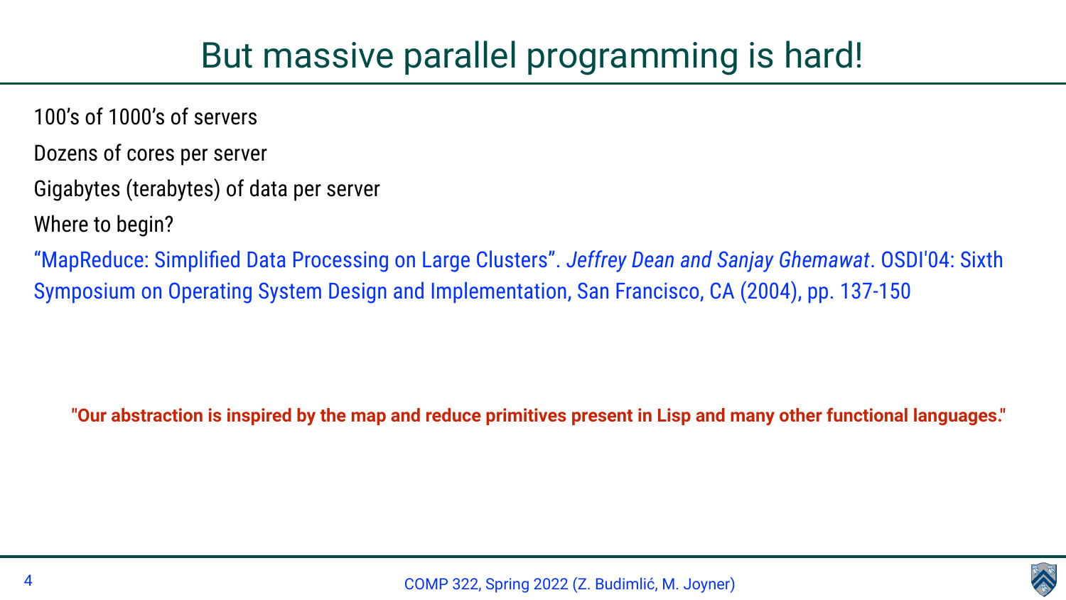# But massive parallel programming is hard!

100's of 1000's of servers

Dozens of cores per server

Gigabytes (terabytes) of data per server

Where to begin?

"MapReduce: Simplified Data Processing on Large Clusters". *Jeffrey Dean and Sanjay Ghemawat*. OSDI'04: Sixth Symposium on Operating System Design and Implementation, San Francisco, CA (2004), pp. 137-150

**"Our abstraction is inspired by the map and reduce primitives present in Lisp and many other functional languages."**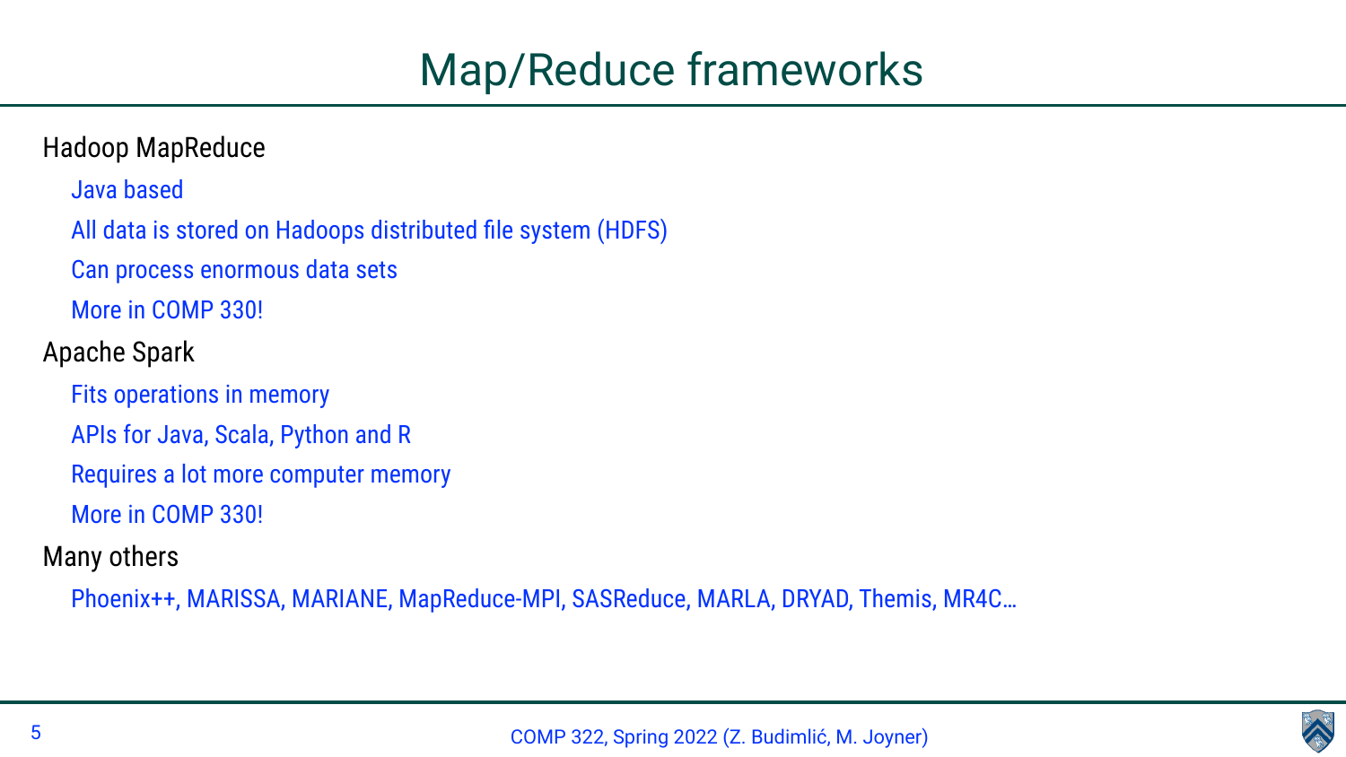# Map/Reduce frameworks

- Hadoop MapReduce
  - Java based
  - All data is stored on Hadoops distributed file system (HDFS)
  - Can process enormous data sets
  - More in COMP 330!
- Apache Spark
  - Fits operations in memory
  - APIs for Java, Scala, Python and R
  - Requires a lot more computer memory
  - More in COMP 330!
- Many others
  - Phoenix++, MARISSA, MARIANE, MapReduce-MPI, SASReduce, MARLA, DRYAD, Themis, MR4C…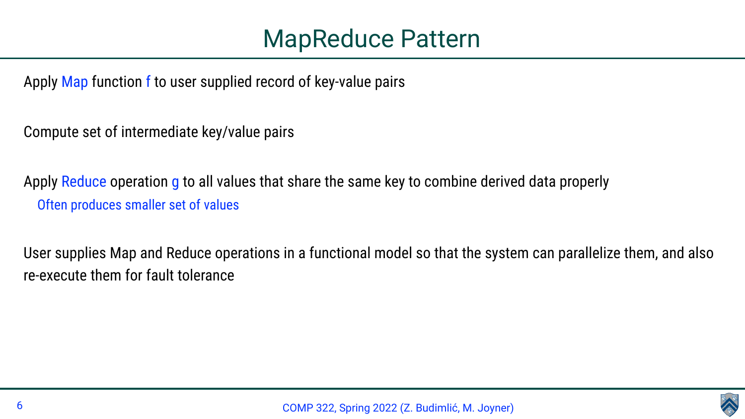# MapReduce Pattern

Apply Map function f to user supplied record of key-value pairs

Compute set of intermediate key/value pairs

Apply Reduce operation g to all values that share the same key to combine derived data properly

- Often produces smaller set of values

User supplies Map and Reduce operations in a functional model so that the system can parallelize them, and also re-execute them for fault tolerance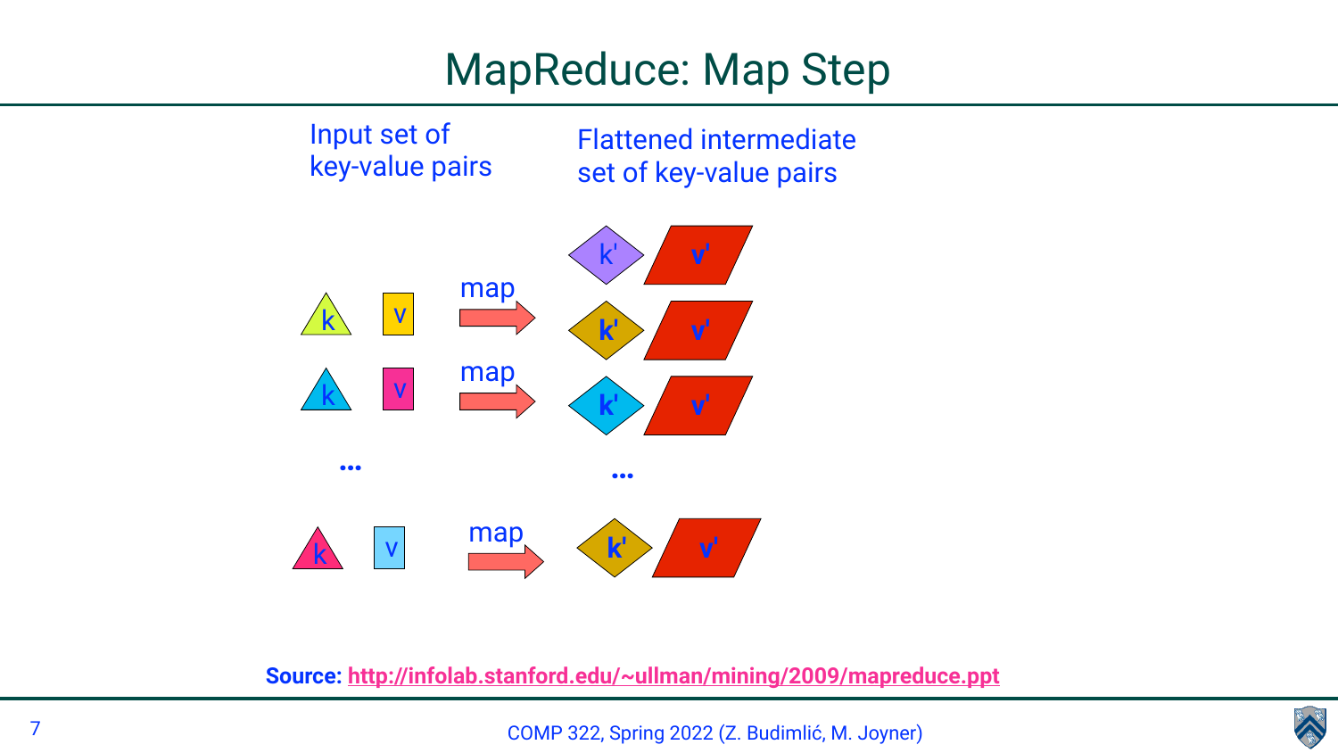# MapReduce: Map Step

Input set of key-value pairs

Flattened intermediate set of key-value pairs

k v —map→ k' v'

k v —map→ k' v'

...

k v —map→ k' v'

k' v'

...

**Source:** [http://infolab.stanford.edu/~ullman/mining/2009/mapreduce.ppt](http://infolab.stanford.edu/~ullman/mining/2009/mapreduce.ppt)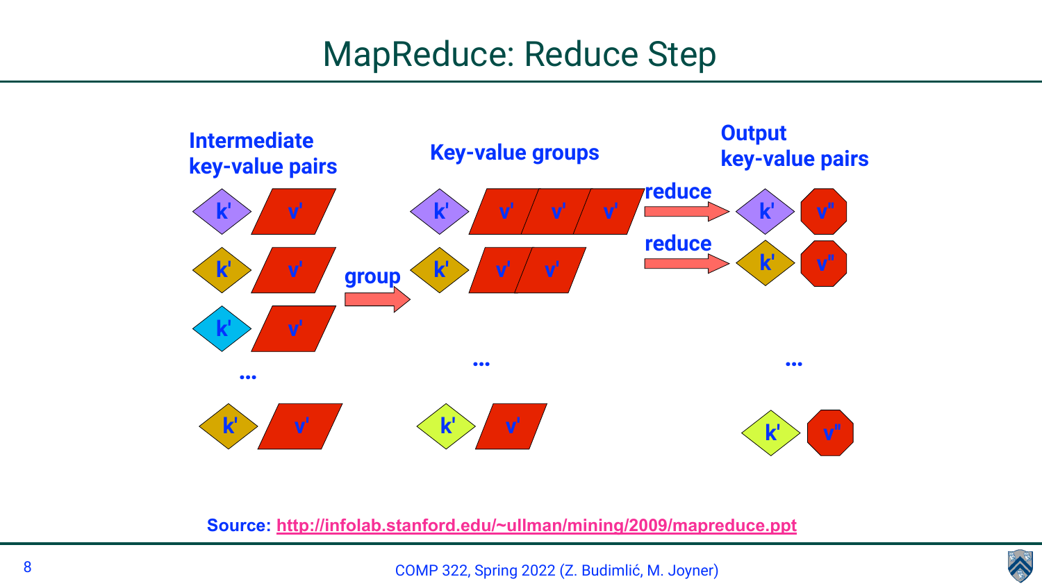# MapReduce: Reduce Step

**Intermediate key-value pairs**

| k' | v' |
|---|---|
| k' | v' |
| k' | v' |
| k' | v' |
| ... | |
| k' | v' |

**group** →

**Key-value groups**

| k' | v' | v' | v' |
|---|---|---|---|
| k' | v' | v' | |
| ... | | | |
| k' | v' | | |

**reduce** →

**reduce** →

**Output key-value pairs**

| k' | v'' |
|---|---|
| k' | v'' |
| ... | |
| k' | v'' |

**Source: http://infolab.stanford.edu/~ullman/mining/2009/mapreduce.ppt**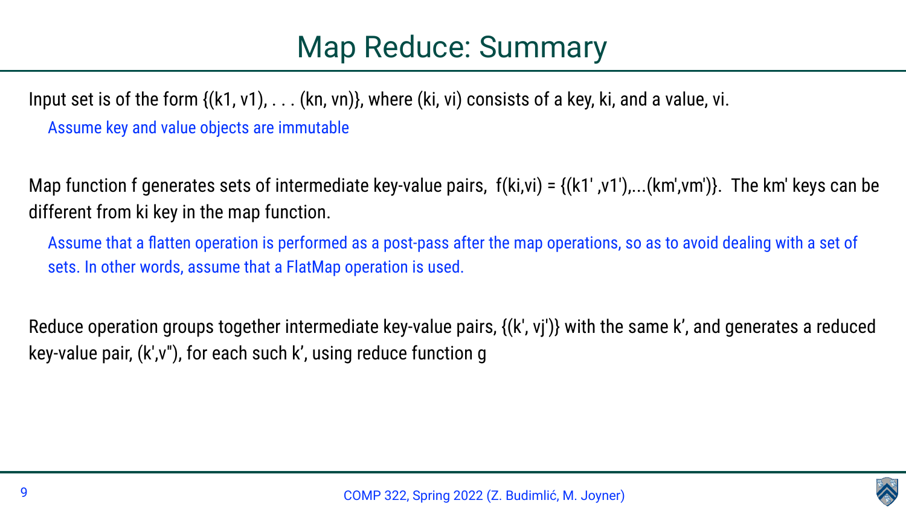# Map Reduce: Summary

Input set is of the form {(k1, v1), . . . (kn, vn)}, where (ki, vi) consists of a key, ki, and a value, vi.

Assume key and value objects are immutable

Map function f generates sets of intermediate key-value pairs, f(ki,vi) = {(k1' ,v1'),...(km',vm')}. The km' keys can be different from ki key in the map function.

Assume that a flatten operation is performed as a post-pass after the map operations, so as to avoid dealing with a set of sets. In other words, assume that a FlatMap operation is used.

Reduce operation groups together intermediate key-value pairs, {(k', vj')} with the same k', and generates a reduced key-value pair, (k',v"), for each such k', using reduce function g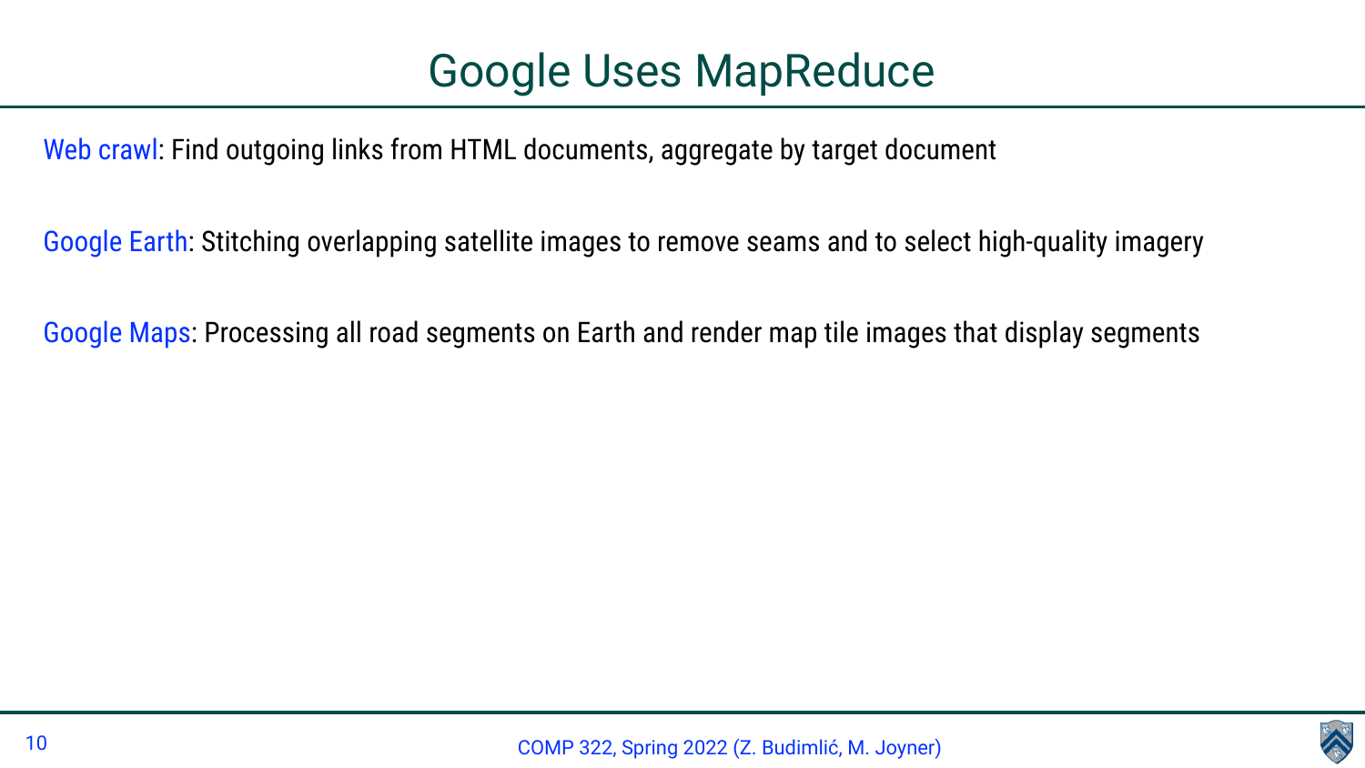# Google Uses MapReduce

Web crawl: Find outgoing links from HTML documents, aggregate by target document

Google Earth: Stitching overlapping satellite images to remove seams and to select high-quality imagery

Google Maps: Processing all road segments on Earth and render map tile images that display segments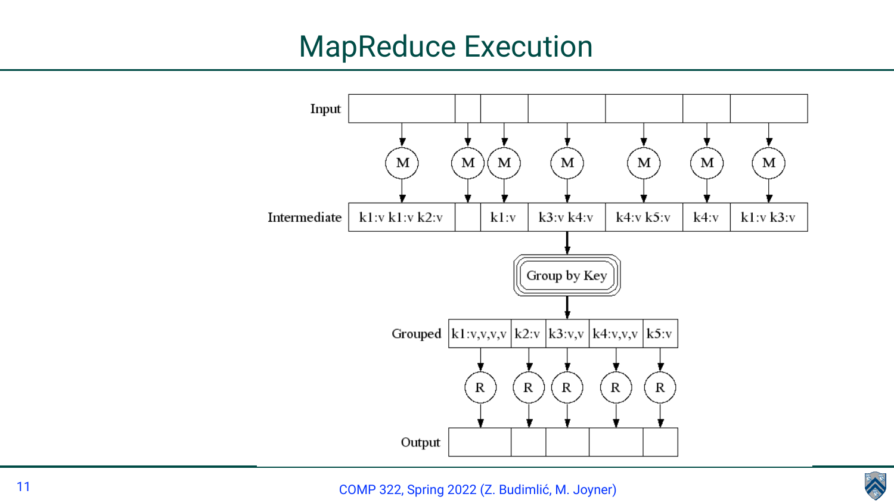# MapReduce Execution

Input

M M M M M M M

Intermediate: k1:v k1:v k2:v | | k1:v | k3:v k4:v | k4:v k5:v | k4:v | k1:v k3:v

Group by Key

Grouped: k1:v,v,v,v | k2:v | k3:v,v | k4:v,v,v | k5:v

R R R R R

Output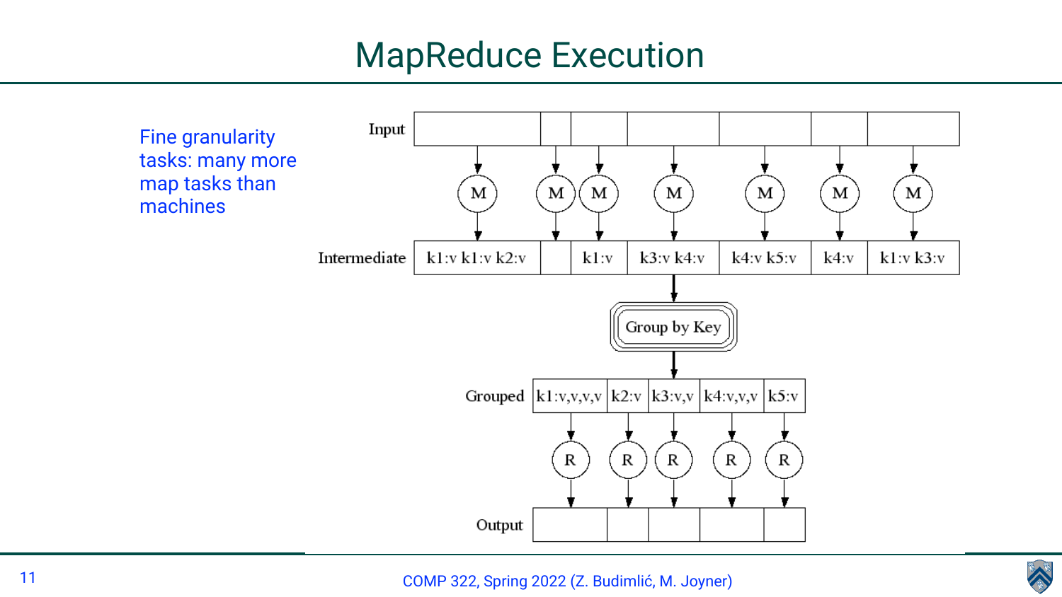# MapReduce Execution

Fine granularity tasks: many more map tasks than machines

Input

M M M M M M M

Intermediate: k1:v k1:v k2:v | | k1:v | k3:v k4:v | k4:v k5:v | k4:v | k1:v k3:v

Group by Key

Grouped: k1:v,v,v,v | k2:v | k3:v,v | k4:v,v,v | k5:v

R R R R R

Output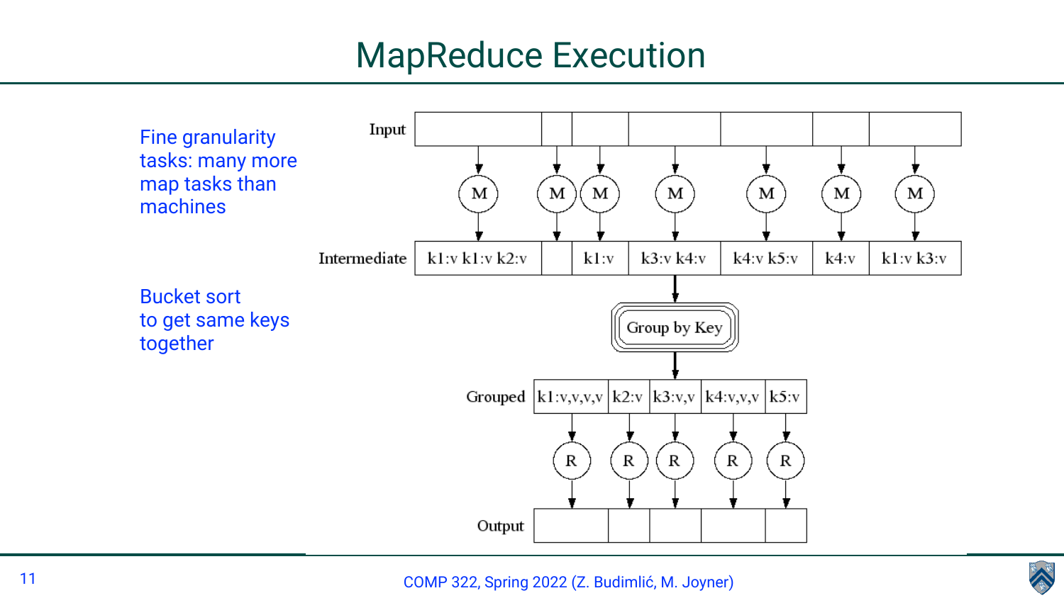# MapReduce Execution

Fine granularity tasks: many more map tasks than machines

Bucket sort to get same keys together

Input

M M M M M M M

Intermediate: k1:v k1:v k2:v | | k1:v | k3:v k4:v | k4:v k5:v | k4:v | k1:v k3:v

Group by Key

Grouped: k1:v,v,v,v | k2:v | k3:v,v | k4:v,v,v | k5:v

R R R R R

Output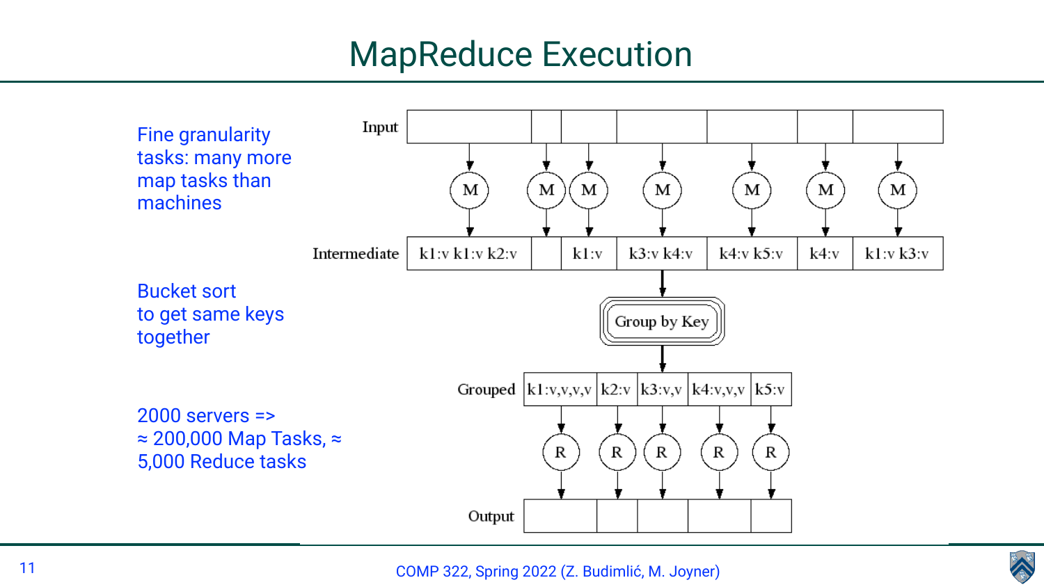# MapReduce Execution

Fine granularity tasks: many more map tasks than machines

Bucket sort to get same keys together

2000 servers => ≈ 200,000 Map Tasks, ≈ 5,000 Reduce tasks

Input

M M M M M M M

Intermediate: k1:v k1:v k2:v | | k1:v | k3:v k4:v | k4:v k5:v | k4:v | k1:v k3:v

Group by Key

Grouped: k1:v,v,v,v | k2:v | k3:v,v | k4:v,v,v | k5:v

R R R R R

Output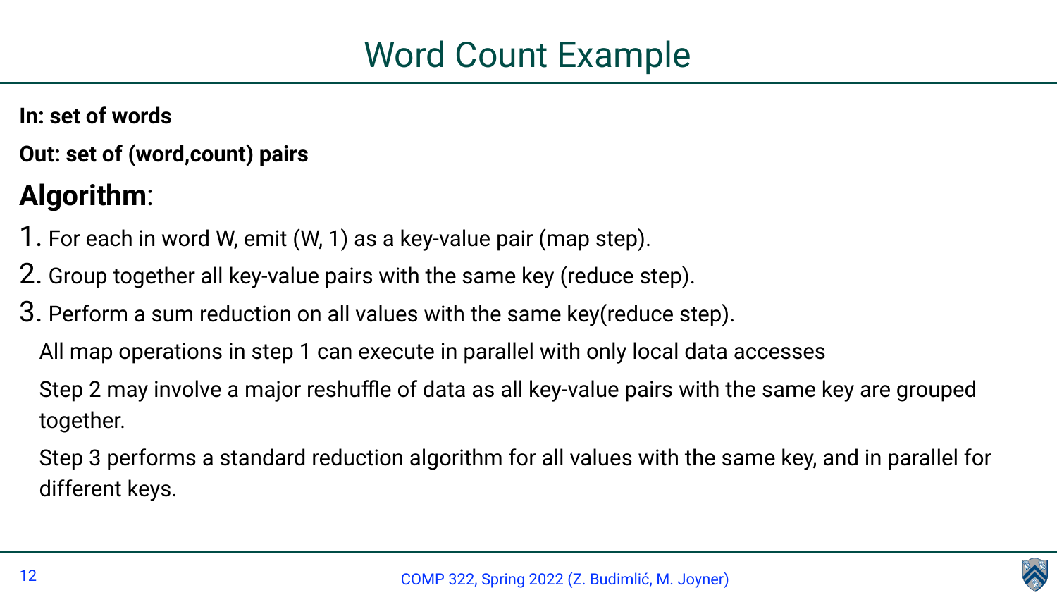# Word Count Example

**In: set of words**

**Out: set of (word,count) pairs**

**Algorithm**:

1. For each in word W, emit (W, 1) as a key-value pair (map step).
2. Group together all key-value pairs with the same key (reduce step).
3. Perform a sum reduction on all values with the same key(reduce step).

All map operations in step 1 can execute in parallel with only local data accesses

Step 2 may involve a major reshuffle of data as all key-value pairs with the same key are grouped together.

Step 3 performs a standard reduction algorithm for all values with the same key, and in parallel for different keys.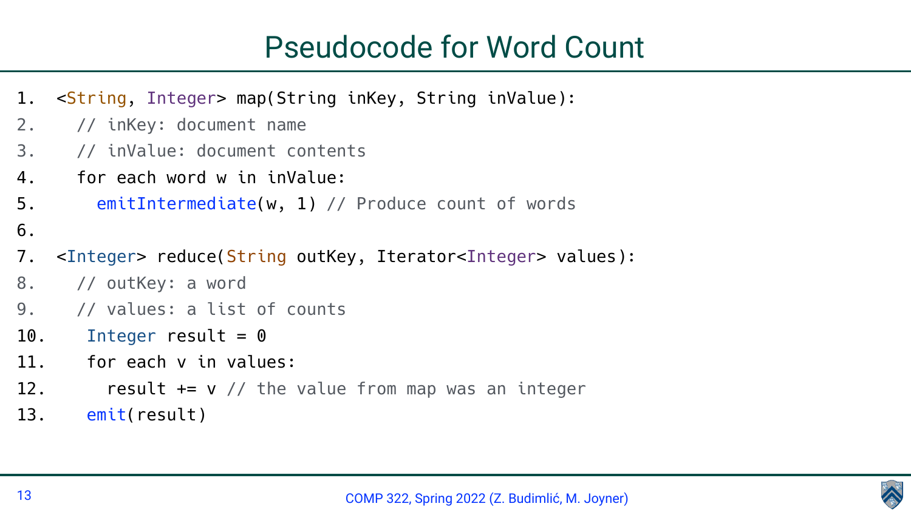# Pseudocode for Word Count

```
1.  <String, Integer> map(String inKey, String inValue):
2.    // inKey: document name
3.    // inValue: document contents
4.    for each word w in inValue:
5.      emitIntermediate(w, 1) // Produce count of words
6.
7.  <Integer> reduce(String outKey, Iterator<Integer> values):
8.    // outKey: a word
9.    // values: a list of counts
10.    Integer result = 0
11.    for each v in values:
12.      result += v // the value from map was an integer
13.    emit(result)
```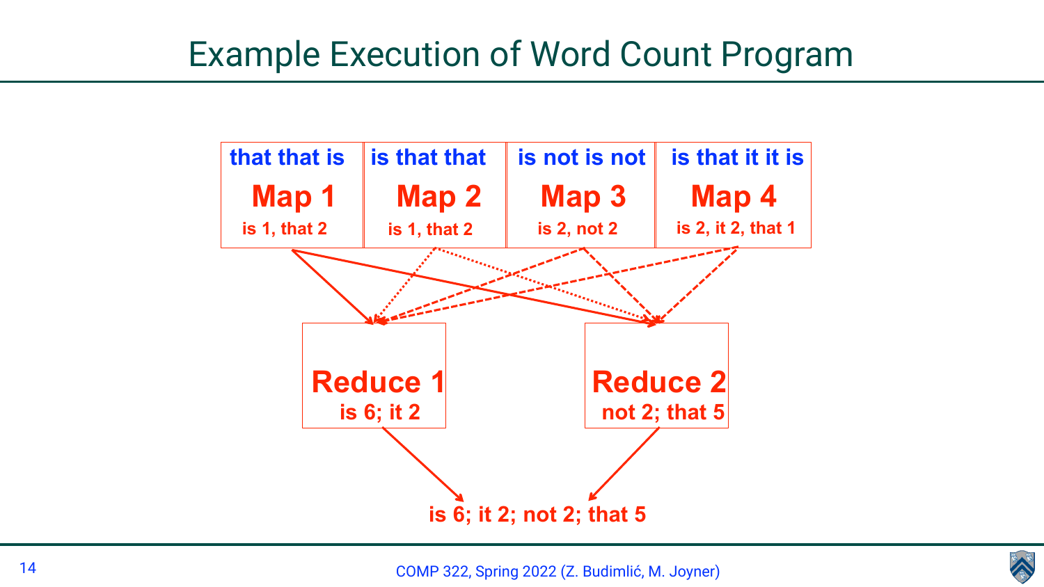# Example Execution of Word Count Program

| that that is | is that that | is not is not | is that it it is |
|---|---|---|---|
| **Map 1** | **Map 2** | **Map 3** | **Map 4** |
| is 1, that 2 | is 1, that 2 | is 2, not 2 | is 2, it 2, that 1 |

| **Reduce 1** | **Reduce 2** |
|---|---|
| is 6; it 2 | not 2; that 5 |

is 6; it 2; not 2; that 5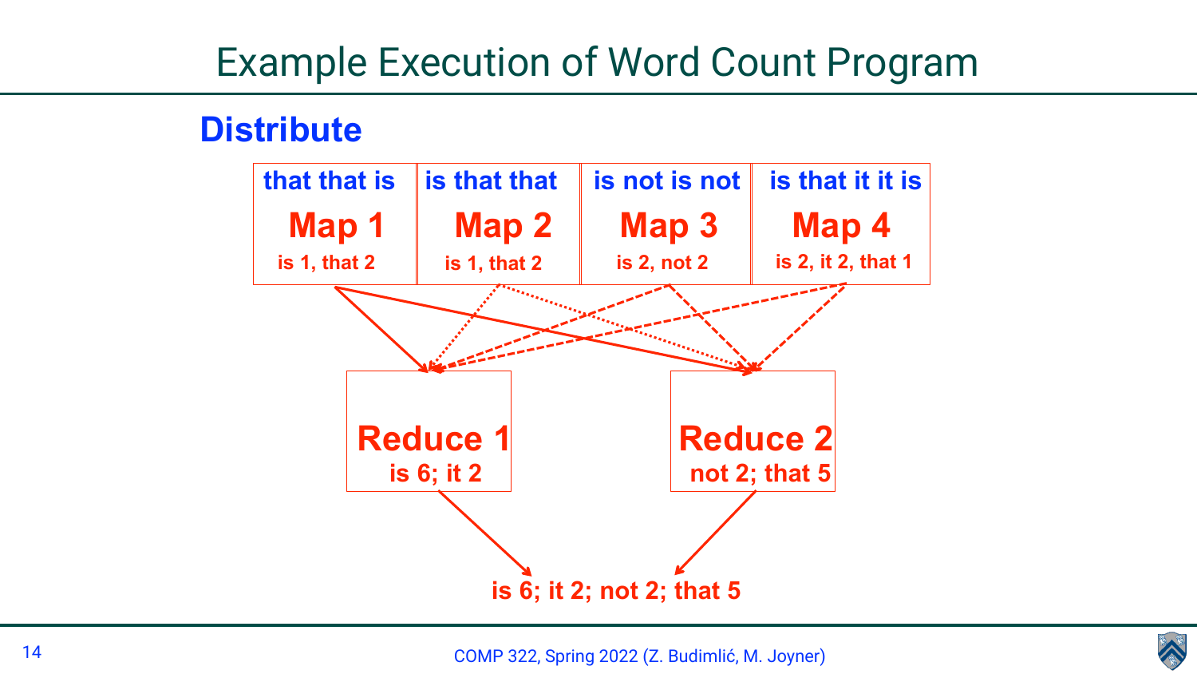# Example Execution of Word Count Program

**Distribute**

| that that is | is that that | is not is not | is that it it is |
|---|---|---|---|
| **Map 1** | **Map 2** | **Map 3** | **Map 4** |
| is 1, that 2 | is 1, that 2 | is 2, not 2 | is 2, it 2, that 1 |

**Reduce 1**
is 6; it 2

**Reduce 2**
not 2; that 5

is 6; it 2; not 2; that 5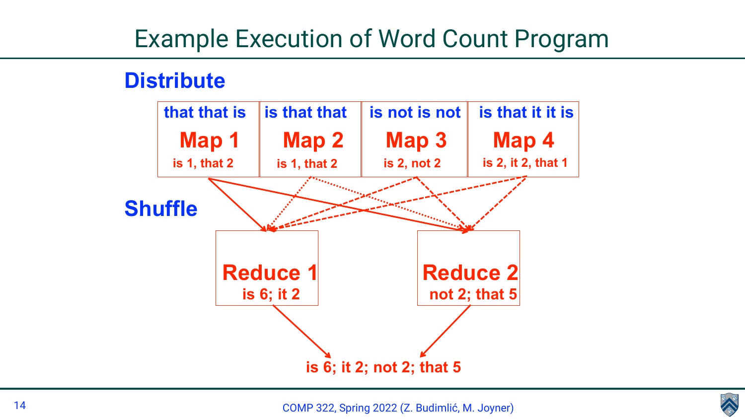# Example Execution of Word Count Program

**Distribute**

| that that is | is that that | is not is not | is that it it is |
|---|---|---|---|
| **Map 1** | **Map 2** | **Map 3** | **Map 4** |
| is 1, that 2 | is 1, that 2 | is 2, not 2 | is 2, it 2, that 1 |

**Shuffle**

| Reduce 1 | Reduce 2 |
|---|---|
| is 6; it 2 | not 2; that 5 |

**is 6; it 2; not 2; that 5**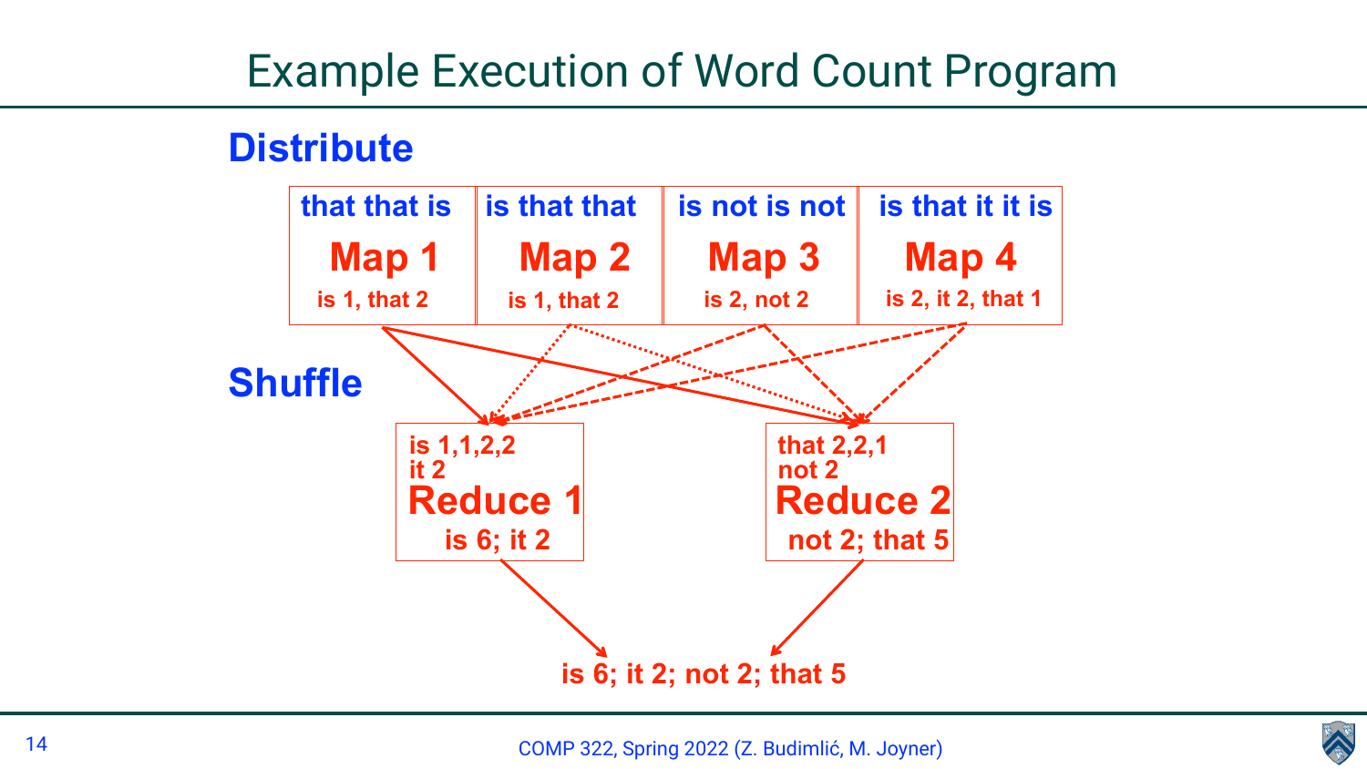# Example Execution of Word Count Program

**Distribute**

| that that is | is that that | is not is not | is that it it is |
|---|---|---|---|
| **Map 1** | **Map 2** | **Map 3** | **Map 4** |
| is 1, that 2 | is 1, that 2 | is 2, not 2 | is 2, it 2, that 1 |

**Shuffle**

| is 1,1,2,2<br>it 2 | that 2,2,1<br>not 2 |
|---|---|
| **Reduce 1** | **Reduce 2** |
| is 6; it 2 | not 2; that 5 |

is 6; it 2; not 2; that 5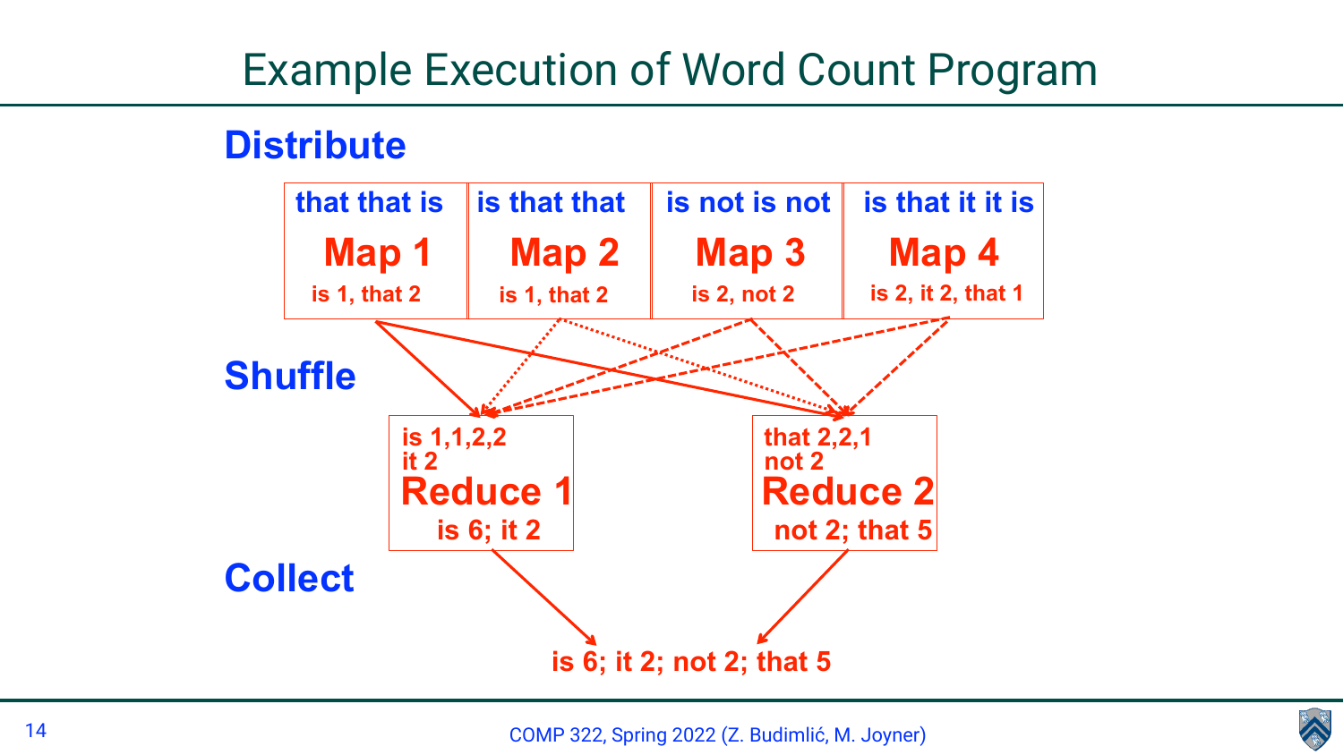# Example Execution of Word Count Program

**Distribute**

| that that is | is that that | is not is not | is that it it is |
|---|---|---|---|
| **Map 1** | **Map 2** | **Map 3** | **Map 4** |
| is 1, that 2 | is 1, that 2 | is 2, not 2 | is 2, it 2, that 1 |

**Shuffle**

| is 1,1,2,2<br>it 2 | that 2,2,1<br>not 2 |
|---|---|
| **Reduce 1** | **Reduce 2** |
| is 6; it 2 | not 2; that 5 |

**Collect**

is 6; it 2; not 2; that 5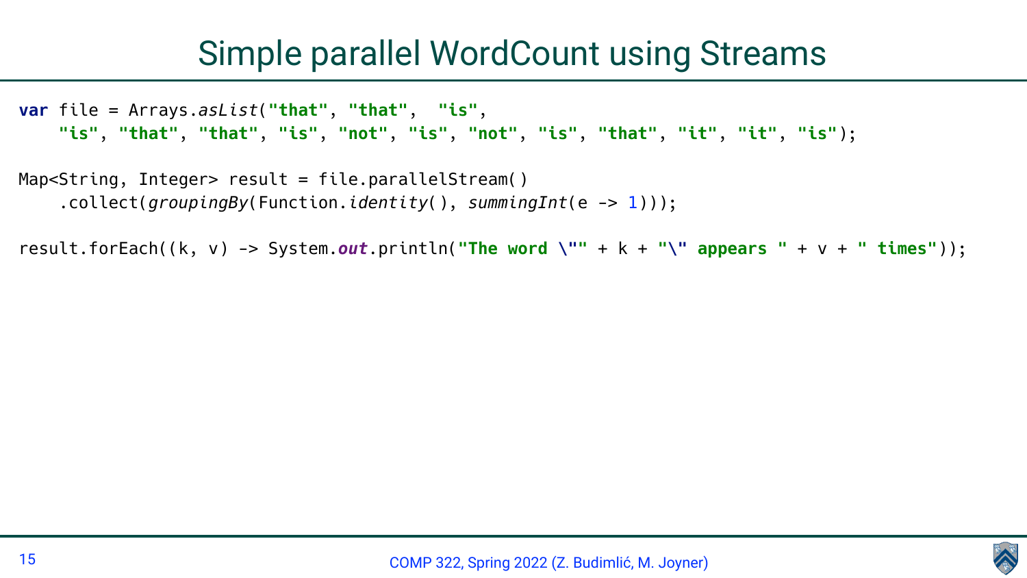# Simple parallel WordCount using Streams

```
var file = Arrays.asList("that", "that",  "is",
    "is", "that", "that", "is", "not", "is", "not", "is", "that", "it", "it", "is");

Map<String, Integer> result = file.parallelStream()
    .collect(groupingBy(Function.identity(), summingInt(e -> 1)));

result.forEach((k, v) -> System.out.println("The word \"" + k + "\" appears " + v + " times"));
```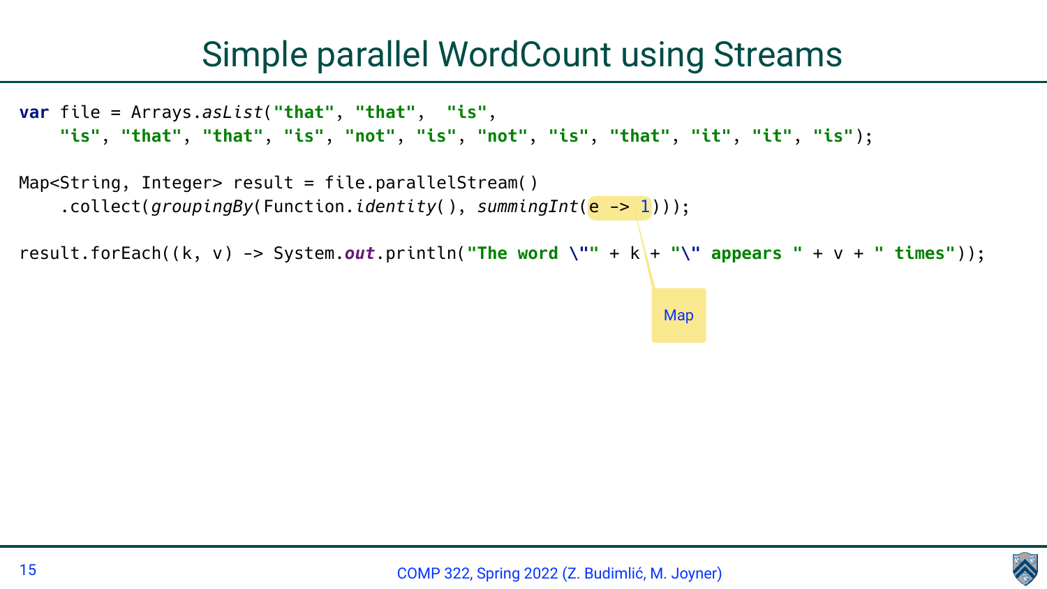# Simple parallel WordCount using Streams

```java
var file = Arrays.asList("that", "that",  "is",
    "is", "that", "that", "is", "not", "is", "not", "is", "that", "it", "it", "is");

Map<String, Integer> result = file.parallelStream()
    .collect(groupingBy(Function.identity(), summingInt(e -> 1)));

result.forEach((k, v) -> System.out.println("The word \"" + k + "\" appears " + v + " times"));
```

Map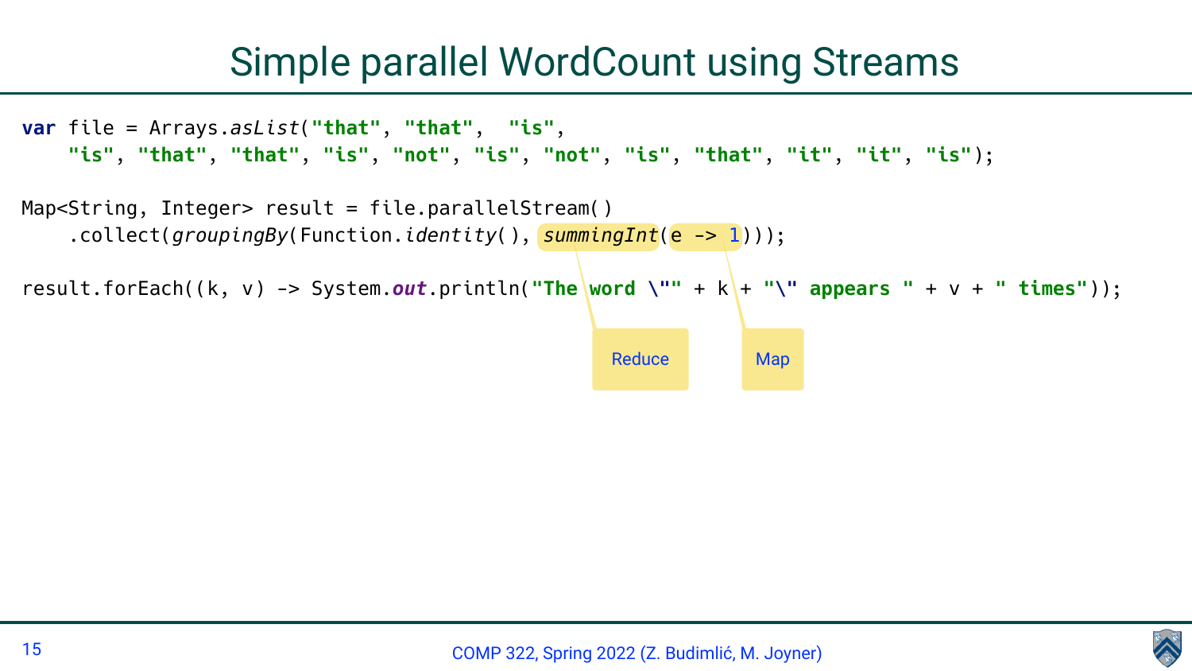# Simple parallel WordCount using Streams

```
var file = Arrays.asList("that", "that",  "is",
    "is", "that", "that", "is", "not", "is", "not", "is", "that", "it", "it", "is");

Map<String, Integer> result = file.parallelStream()
    .collect(groupingBy(Function.identity(), summingInt(e -> 1)));

result.forEach((k, v) -> System.out.println("The word \"" + k + "\" appears " + v + " times"));
```

Reduce: `summingInt`

Map: `e -> 1`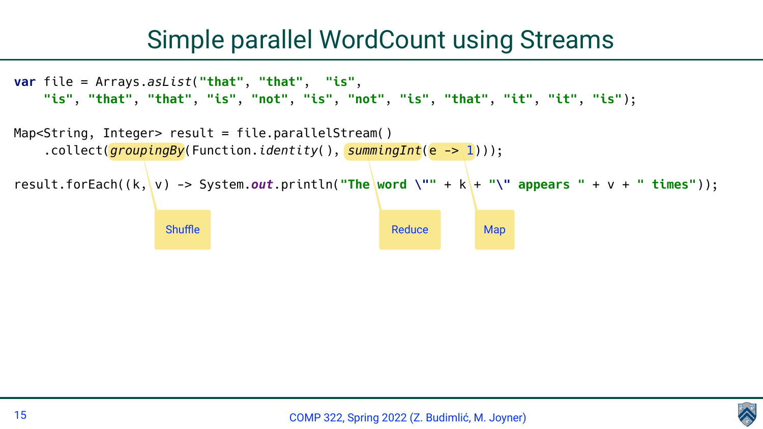# Simple parallel WordCount using Streams

```
var file = Arrays.asList("that", "that",  "is",
    "is", "that", "that", "is", "not", "is", "not", "is", "that", "it", "it", "is");

Map<String, Integer> result = file.parallelStream()
    .collect(groupingBy(Function.identity(), summingInt(e -> 1)));

result.forEach((k, v) -> System.out.println("The word \"" + k + "\" appears " + v + " times"));
```

Shuffle — `groupingBy`

Reduce — `summingInt`

Map — `e -> 1`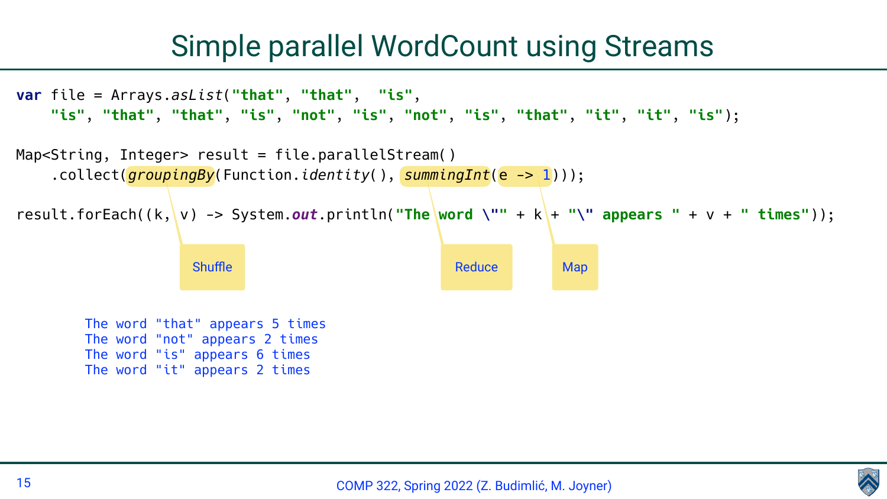# Simple parallel WordCount using Streams

```java
var file = Arrays.asList("that", "that",  "is",
    "is", "that", "that", "is", "not", "is", "not", "is", "that", "it", "it", "is");

Map<String, Integer> result = file.parallelStream()
    .collect(groupingBy(Function.identity(), summingInt(e -> 1)));

result.forEach((k, v) -> System.out.println("The word \"" + k + "\" appears " + v + " times"));
```

Shuffle — `groupingBy`

Reduce — `summingInt`

Map — `e -> 1`

```
The word "that" appears 5 times
The word "not" appears 2 times
The word "is" appears 6 times
The word "it" appears 2 times
```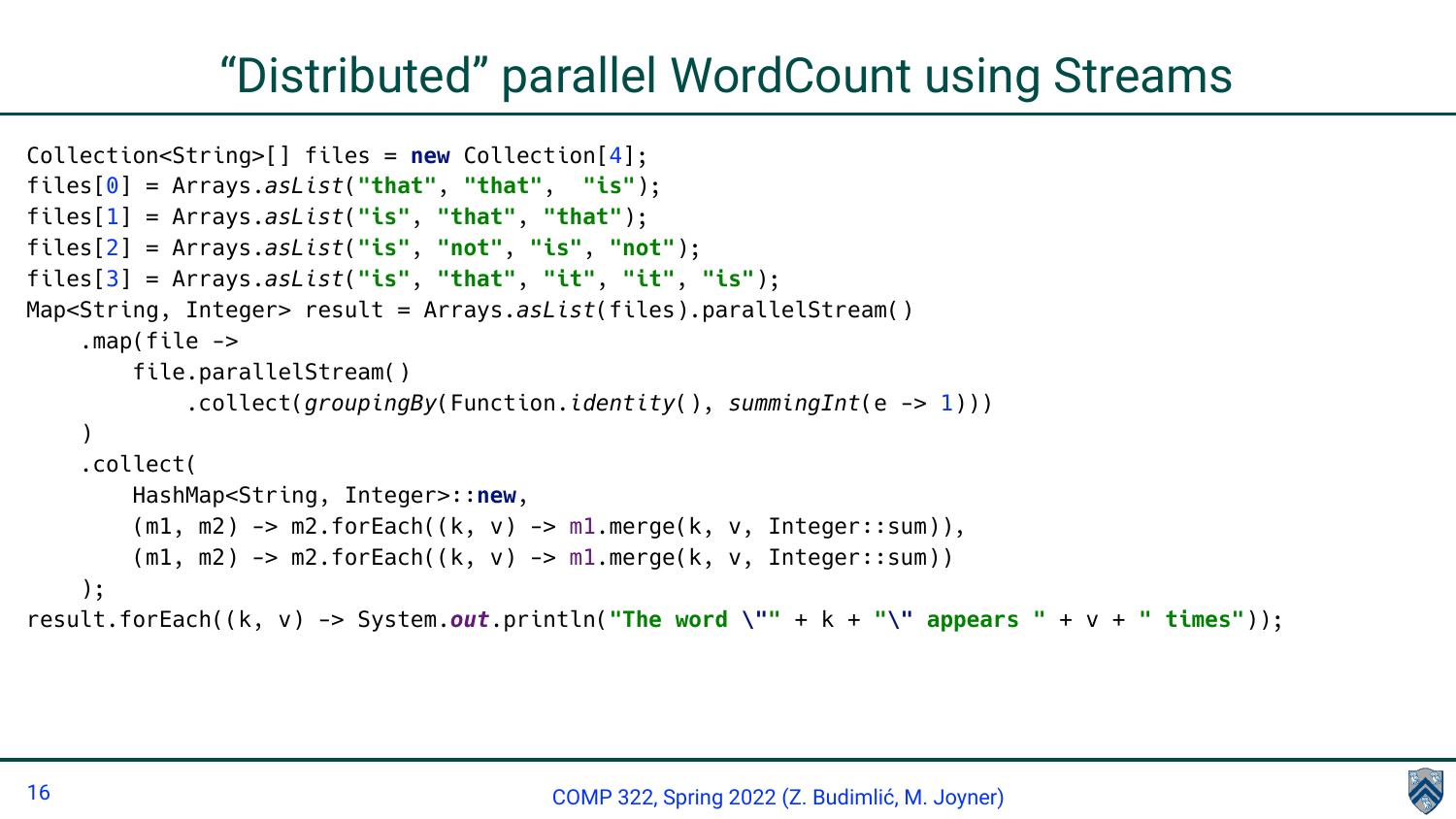# “Distributed” parallel WordCount using Streams

```
Collection<String>[] files = new Collection[4];
files[0] = Arrays.asList("that", "that",  "is");
files[1] = Arrays.asList("is", "that", "that");
files[2] = Arrays.asList("is", "not", "is", "not");
files[3] = Arrays.asList("is", "that", "it", "it", "is");
Map<String, Integer> result = Arrays.asList(files).parallelStream()
    .map(file ->
        file.parallelStream()
            .collect(groupingBy(Function.identity(), summingInt(e -> 1)))
    )
    .collect(
        HashMap<String, Integer>::new,
        (m1, m2) -> m2.forEach((k, v) -> m1.merge(k, v, Integer::sum)),
        (m1, m2) -> m2.forEach((k, v) -> m1.merge(k, v, Integer::sum))
    );
result.forEach((k, v) -> System.out.println("The word \"" + k + "\" appears " + v + " times"));
```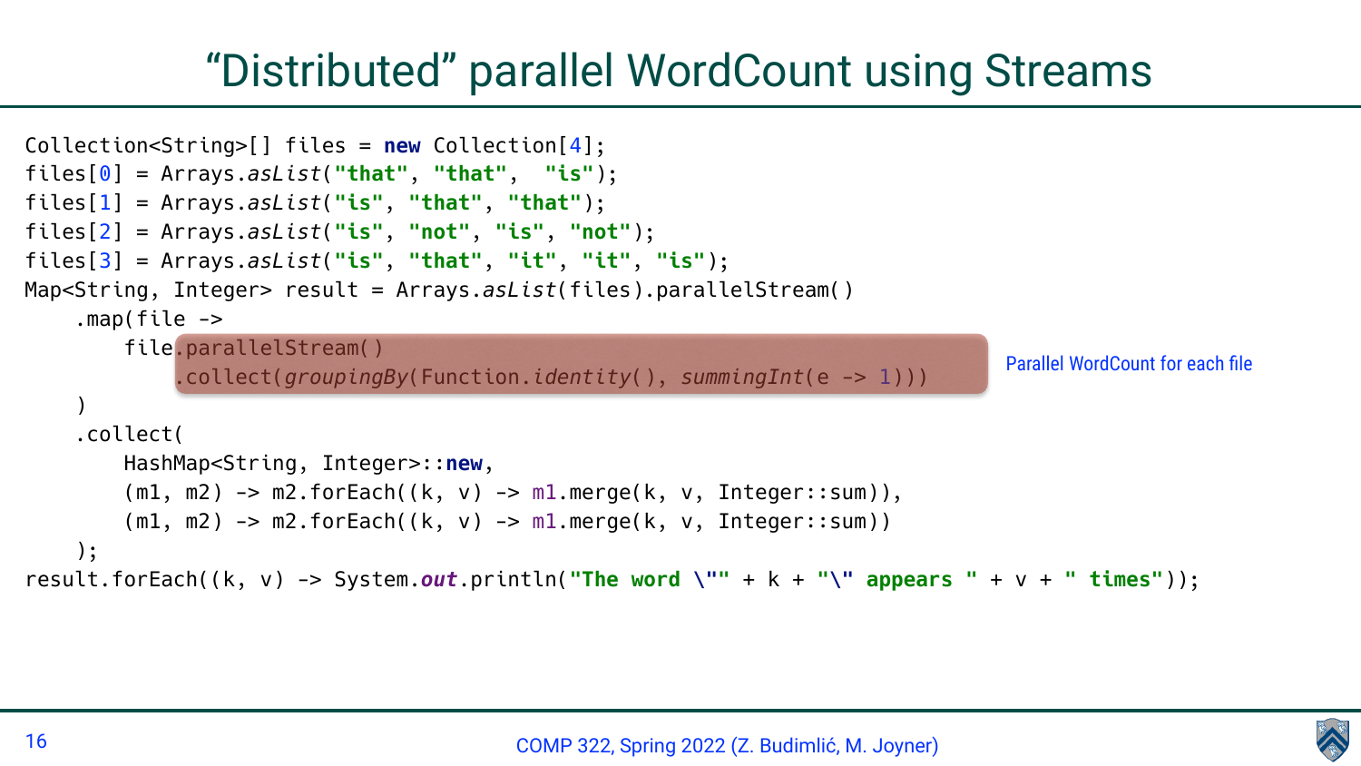# "Distributed" parallel WordCount using Streams

```
Collection<String>[] files = new Collection[4];
files[0] = Arrays.asList("that", "that",  "is");
files[1] = Arrays.asList("is", "that", "that");
files[2] = Arrays.asList("is", "not", "is", "not");
files[3] = Arrays.asList("is", "that", "it", "it", "is");
Map<String, Integer> result = Arrays.asList(files).parallelStream()
    .map(file ->
        file.parallelStream()
            .collect(groupingBy(Function.identity(), summingInt(e -> 1)))
    )
    .collect(
        HashMap<String, Integer>::new,
        (m1, m2) -> m2.forEach((k, v) -> m1.merge(k, v, Integer::sum)),
        (m1, m2) -> m2.forEach((k, v) -> m1.merge(k, v, Integer::sum))
    );
result.forEach((k, v) -> System.out.println("The word \"" + k + "\" appears " + v + " times"));
```

Parallel WordCount for each file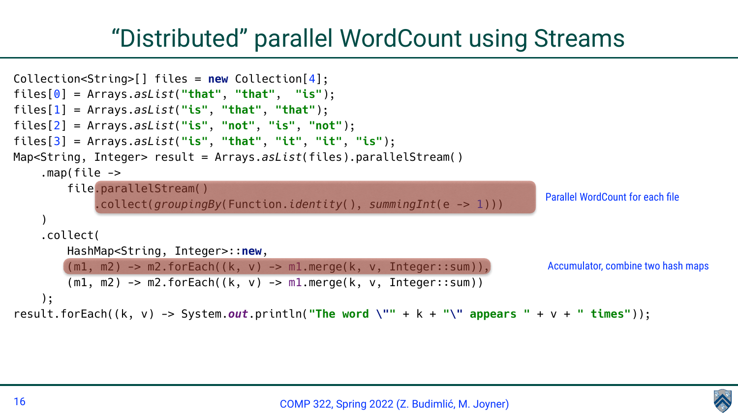# "Distributed" parallel WordCount using Streams

```
Collection<String>[] files = new Collection[4];
files[0] = Arrays.asList("that", "that",  "is");
files[1] = Arrays.asList("is", "that", "that");
files[2] = Arrays.asList("is", "not", "is", "not");
files[3] = Arrays.asList("is", "that", "it", "it", "is");
Map<String, Integer> result = Arrays.asList(files).parallelStream()
    .map(file ->
        file.parallelStream()
            .collect(groupingBy(Function.identity(), summingInt(e -> 1)))
    )
    .collect(
        HashMap<String, Integer>::new,
        (m1, m2) -> m2.forEach((k, v) -> m1.merge(k, v, Integer::sum)),
        (m1, m2) -> m2.forEach((k, v) -> m1.merge(k, v, Integer::sum))
    );
result.forEach((k, v) -> System.out.println("The word \"" + k + "\" appears " + v + " times"));
```

Parallel WordCount for each file

Accumulator, combine two hash maps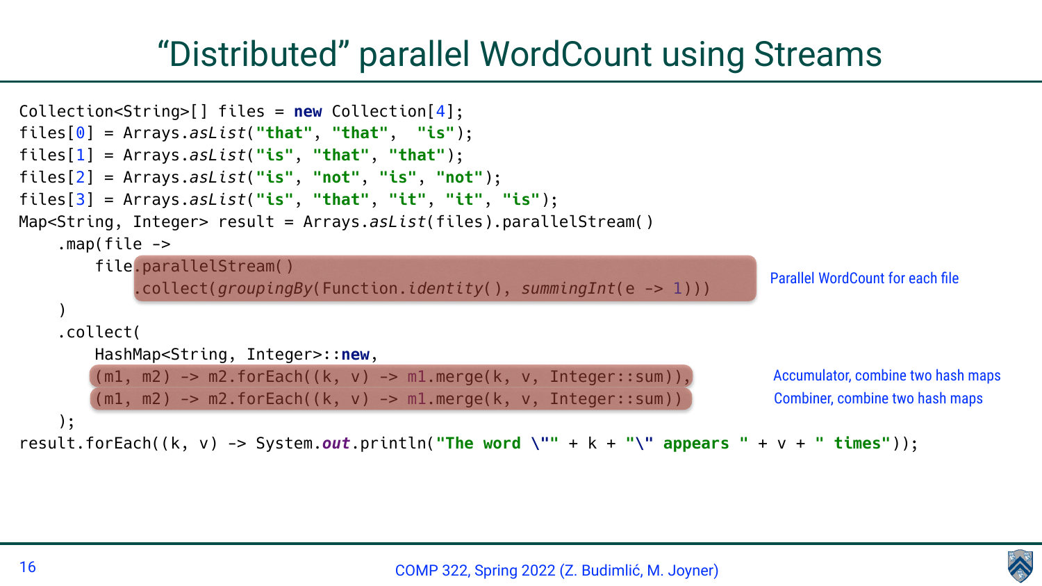# “Distributed” parallel WordCount using Streams

```java
Collection<String>[] files = new Collection[4];
files[0] = Arrays.asList("that", "that",  "is");
files[1] = Arrays.asList("is", "that", "that");
files[2] = Arrays.asList("is", "not", "is", "not");
files[3] = Arrays.asList("is", "that", "it", "it", "is");
Map<String, Integer> result = Arrays.asList(files).parallelStream()
    .map(file ->
        file.parallelStream()
            .collect(groupingBy(Function.identity(), summingInt(e -> 1)))
    )
    .collect(
        HashMap<String, Integer>::new,
        (m1, m2) -> m2.forEach((k, v) -> m1.merge(k, v, Integer::sum)),
        (m1, m2) -> m2.forEach((k, v) -> m1.merge(k, v, Integer::sum))
    );
result.forEach((k, v) -> System.out.println("The word \"" + k + "\" appears " + v + " times"));
```

Parallel WordCount for each file

Accumulator, combine two hash maps

Combiner, combine two hash maps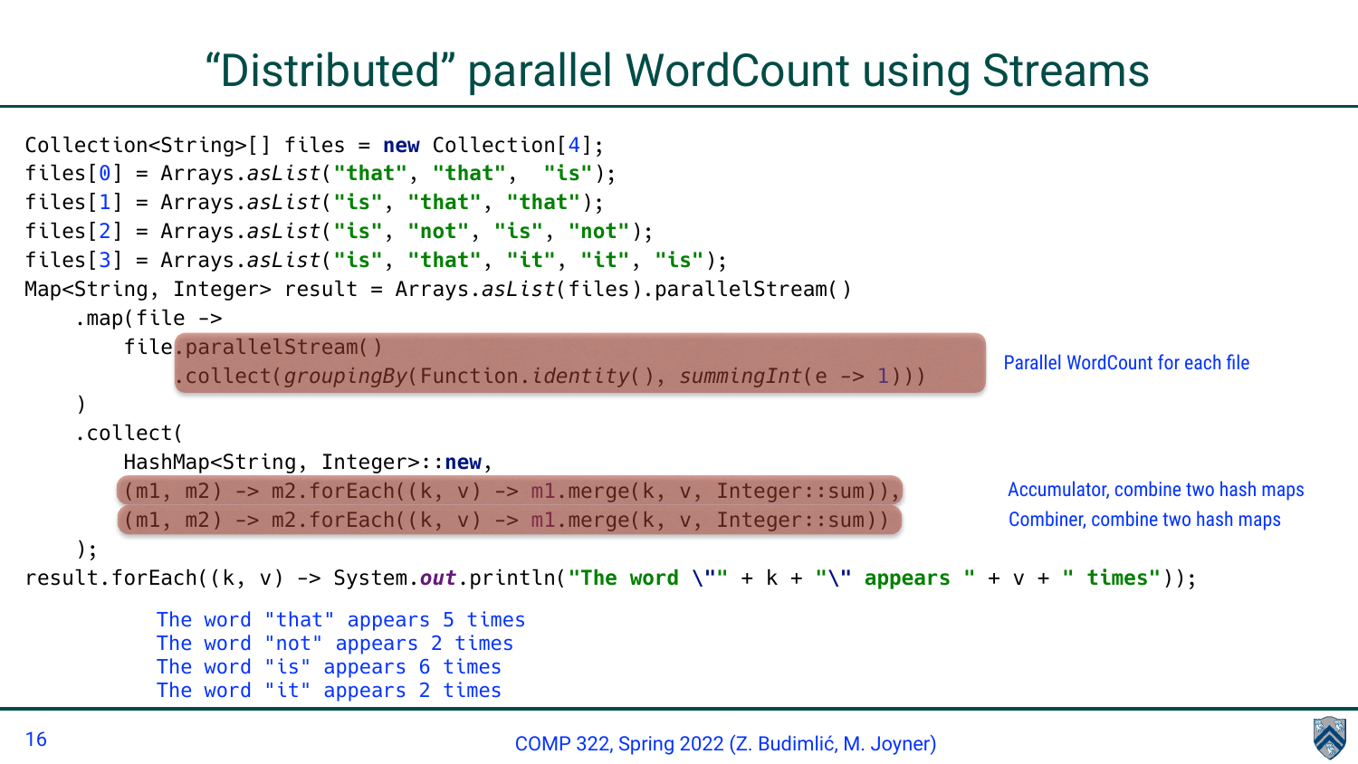# "Distributed" parallel WordCount using Streams

```java
Collection<String>[] files = new Collection[4];
files[0] = Arrays.asList("that", "that",  "is");
files[1] = Arrays.asList("is", "that", "that");
files[2] = Arrays.asList("is", "not", "is", "not");
files[3] = Arrays.asList("is", "that", "it", "it", "is");
Map<String, Integer> result = Arrays.asList(files).parallelStream()
    .map(file ->
        file.parallelStream()
            .collect(groupingBy(Function.identity(), summingInt(e -> 1)))
    )
    .collect(
        HashMap<String, Integer>::new,
        (m1, m2) -> m2.forEach((k, v) -> m1.merge(k, v, Integer::sum)),
        (m1, m2) -> m2.forEach((k, v) -> m1.merge(k, v, Integer::sum))
    );
result.forEach((k, v) -> System.out.println("The word \"" + k + "\" appears " + v + " times"));
```

Parallel WordCount for each file

Accumulator, combine two hash maps

Combiner, combine two hash maps

```
The word "that" appears 5 times
The word "not" appears 2 times
The word "is" appears 6 times
The word "it" appears 2 times
```

COMP 322, Spring 2022 (Z. Budimlić, M. Joyner)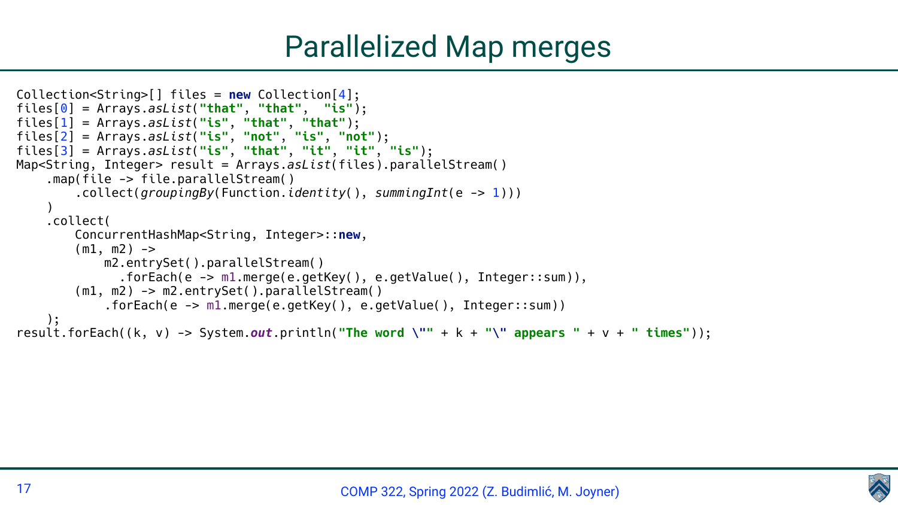# Parallelized Map merges

```
Collection<String>[] files = new Collection[4];
files[0] = Arrays.asList("that", "that",  "is");
files[1] = Arrays.asList("is", "that", "that");
files[2] = Arrays.asList("is", "not", "is", "not");
files[3] = Arrays.asList("is", "that", "it", "it", "is");
Map<String, Integer> result = Arrays.asList(files).parallelStream()
    .map(file -> file.parallelStream()
        .collect(groupingBy(Function.identity(), summingInt(e -> 1)))
    )
    .collect(
        ConcurrentHashMap<String, Integer>::new,
        (m1, m2) ->
            m2.entrySet().parallelStream()
              .forEach(e -> m1.merge(e.getKey(), e.getValue(), Integer::sum)),
        (m1, m2) -> m2.entrySet().parallelStream()
            .forEach(e -> m1.merge(e.getKey(), e.getValue(), Integer::sum))
    );
result.forEach((k, v) -> System.out.println("The word \"" + k + "\" appears " + v + " times"));
```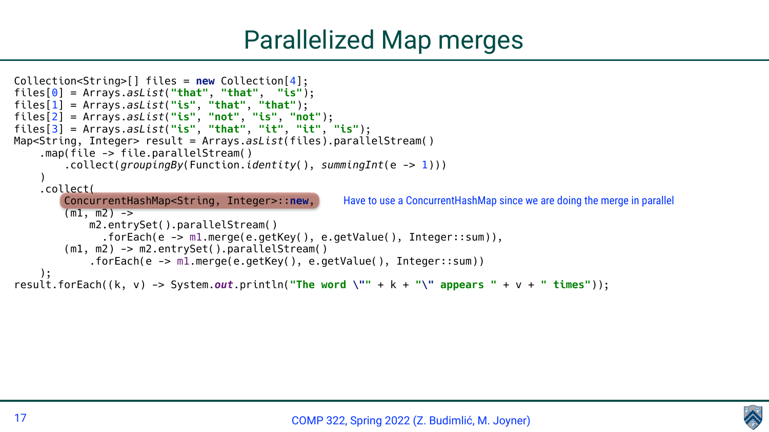# Parallelized Map merges

```
Collection<String>[] files = new Collection[4];
files[0] = Arrays.asList("that", "that",  "is");
files[1] = Arrays.asList("is", "that", "that");
files[2] = Arrays.asList("is", "not", "is", "not");
files[3] = Arrays.asList("is", "that", "it", "it", "is");
Map<String, Integer> result = Arrays.asList(files).parallelStream()
    .map(file -> file.parallelStream()
        .collect(groupingBy(Function.identity(), summingInt(e -> 1)))
    )
    .collect(
        ConcurrentHashMap<String, Integer>::new,
        (m1, m2) ->
            m2.entrySet().parallelStream()
              .forEach(e -> m1.merge(e.getKey(), e.getValue(), Integer::sum)),
        (m1, m2) -> m2.entrySet().parallelStream()
            .forEach(e -> m1.merge(e.getKey(), e.getValue(), Integer::sum))
    );
result.forEach((k, v) -> System.out.println("The word \"" + k + "\" appears " + v + " times"));
```

Have to use a ConcurrentHashMap since we are doing the merge in parallel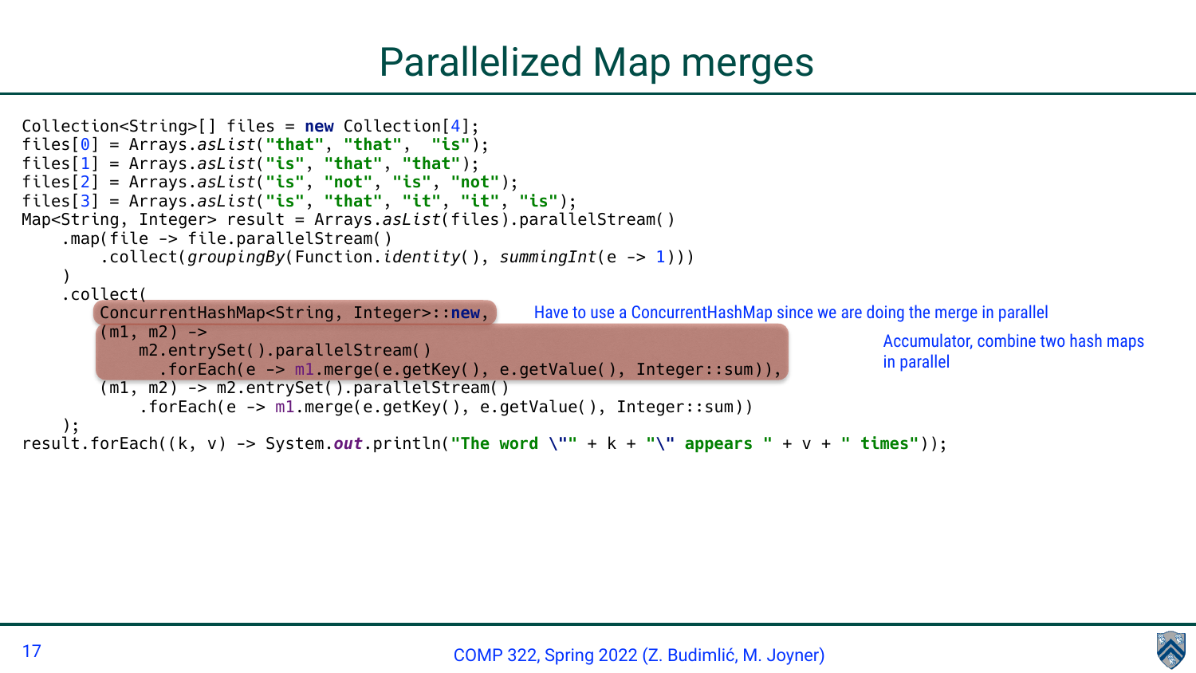# Parallelized Map merges

```java
Collection<String>[] files = new Collection[4];
files[0] = Arrays.asList("that", "that",  "is");
files[1] = Arrays.asList("is", "that", "that");
files[2] = Arrays.asList("is", "not", "is", "not");
files[3] = Arrays.asList("is", "that", "it", "it", "is");
Map<String, Integer> result = Arrays.asList(files).parallelStream()
    .map(file -> file.parallelStream()
        .collect(groupingBy(Function.identity(), summingInt(e -> 1)))
    )
    .collect(
        ConcurrentHashMap<String, Integer>::new,
        (m1, m2) ->
            m2.entrySet().parallelStream()
              .forEach(e -> m1.merge(e.getKey(), e.getValue(), Integer::sum)),
        (m1, m2) -> m2.entrySet().parallelStream()
            .forEach(e -> m1.merge(e.getKey(), e.getValue(), Integer::sum))
    );
result.forEach((k, v) -> System.out.println("The word \"" + k + "\" appears " + v + " times"));
```

Have to use a ConcurrentHashMap since we are doing the merge in parallel

Accumulator, combine two hash maps in parallel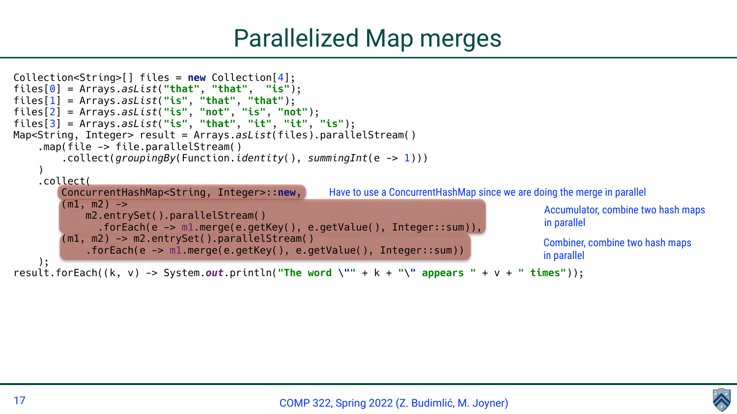# Parallelized Map merges

```
Collection<String>[] files = new Collection[4];
files[0] = Arrays.asList("that", "that",  "is");
files[1] = Arrays.asList("is", "that", "that");
files[2] = Arrays.asList("is", "not", "is", "not");
files[3] = Arrays.asList("is", "that", "it", "it", "is");
Map<String, Integer> result = Arrays.asList(files).parallelStream()
    .map(file -> file.parallelStream()
        .collect(groupingBy(Function.identity(), summingInt(e -> 1)))
    )
    .collect(
        ConcurrentHashMap<String, Integer>::new,
        (m1, m2) ->
            m2.entrySet().parallelStream()
              .forEach(e -> m1.merge(e.getKey(), e.getValue(), Integer::sum)),
        (m1, m2) -> m2.entrySet().parallelStream()
            .forEach(e -> m1.merge(e.getKey(), e.getValue(), Integer::sum))
    );
result.forEach((k, v) -> System.out.println("The word \"" + k + "\" appears " + v + " times"));
```

Have to use a ConcurrentHashMap since we are doing the merge in parallel

Accumulator, combine two hash maps in parallel

Combiner, combine two hash maps in parallel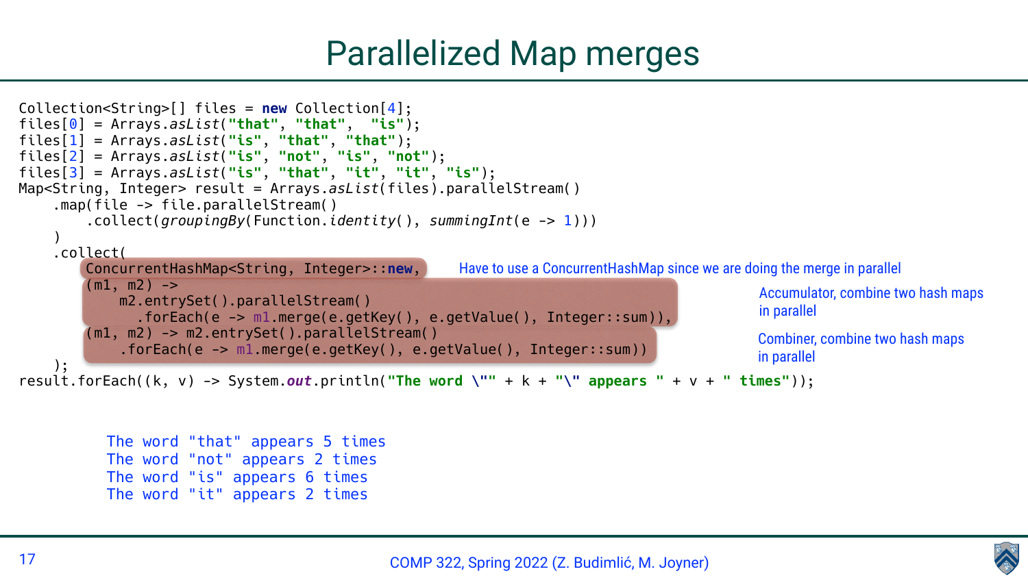# Parallelized Map merges

```java
Collection<String>[] files = new Collection[4];
files[0] = Arrays.asList("that", "that",  "is");
files[1] = Arrays.asList("is", "that", "that");
files[2] = Arrays.asList("is", "not", "is", "not");
files[3] = Arrays.asList("is", "that", "it", "it", "is");
Map<String, Integer> result = Arrays.asList(files).parallelStream()
    .map(file -> file.parallelStream()
        .collect(groupingBy(Function.identity(), summingInt(e -> 1)))
    )
    .collect(
        ConcurrentHashMap<String, Integer>::new,
        (m1, m2) ->
            m2.entrySet().parallelStream()
              .forEach(e -> m1.merge(e.getKey(), e.getValue(), Integer::sum)),
        (m1, m2) -> m2.entrySet().parallelStream()
            .forEach(e -> m1.merge(e.getKey(), e.getValue(), Integer::sum))
    );
result.forEach((k, v) -> System.out.println("The word \"" + k + "\" appears " + v + " times"));
```

- Have to use a ConcurrentHashMap since we are doing the merge in parallel
- Accumulator, combine two hash maps in parallel
- Combiner, combine two hash maps in parallel

```
The word "that" appears 5 times
The word "not" appears 2 times
The word "is" appears 6 times
The word "it" appears 2 times
```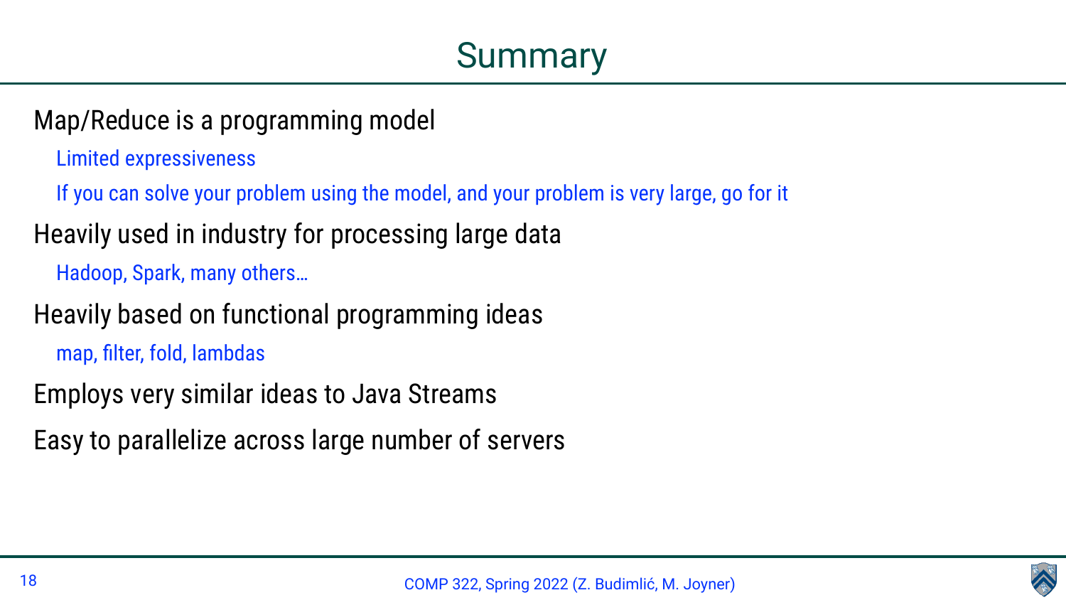# Summary

- Map/Reduce is a programming model
  - Limited expressiveness
  - If you can solve your problem using the model, and your problem is very large, go for it
- Heavily used in industry for processing large data
  - Hadoop, Spark, many others…
- Heavily based on functional programming ideas
  - map, filter, fold, lambdas
- Employs very similar ideas to Java Streams
- Easy to parallelize across large number of servers